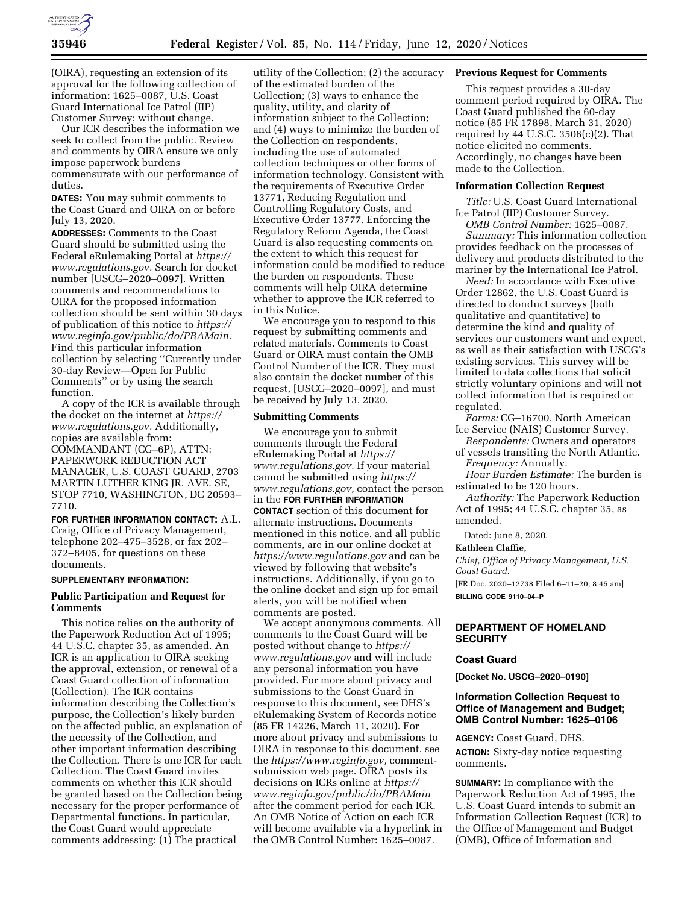(OIRA), requesting an extension of its approval for the following collection of information: 1625–0087, U.S. Coast Guard International Ice Patrol (IIP) Customer Survey; without change.

Our ICR describes the information we seek to collect from the public. Review and comments by OIRA ensure we only impose paperwork burdens commensurate with our performance of duties.

**DATES:** You may submit comments to the Coast Guard and OIRA on or before July 13, 2020.

**ADDRESSES:** Comments to the Coast Guard should be submitted using the Federal eRulemaking Portal at *https://www.regulations.gov.* Search for docket number [USCG–2020–0097]. Written comments and recommendations to OIRA for the proposed information collection should be sent within 30 days of publication of this notice to *https://www.reginfo.gov/public/do/PRAMain.* Find this particular information collection by selecting ''Currently under 30-day Review—Open for Public Comments'' or by using the search function.

A copy of the ICR is available through the docket on the internet at *https://www.regulations.gov.* Additionally, copies are available from: COMMANDANT (CG–6P), ATTN: PAPERWORK REDUCTION ACT MANAGER, U.S. COAST GUARD, 2703 MARTIN LUTHER KING JR. AVE. SE, STOP 7710, WASHINGTON, DC 20593–7710.

**FOR FURTHER INFORMATION CONTACT:** A.L. Craig, Office of Privacy Management, telephone 202–475–3528, or fax 202–372–8405, for questions on these documents.

**SUPPLEMENTARY INFORMATION:**

## Public Participation and Request for Comments

This notice relies on the authority of the Paperwork Reduction Act of 1995; 44 U.S.C. chapter 35, as amended. An ICR is an application to OIRA seeking the approval, extension, or renewal of a Coast Guard collection of information (Collection). The ICR contains information describing the Collection's purpose, the Collection's likely burden on the affected public, an explanation of the necessity of the Collection, and other important information describing the Collection. There is one ICR for each Collection. The Coast Guard invites comments on whether this ICR should be granted based on the Collection being necessary for the proper performance of Departmental functions. In particular, the Coast Guard would appreciate comments addressing: (1) The practical utility of the Collection; (2) the accuracy of the estimated burden of the Collection; (3) ways to enhance the quality, utility, and clarity of information subject to the Collection; and (4) ways to minimize the burden of the Collection on respondents, including the use of automated collection techniques or other forms of information technology. Consistent with the requirements of Executive Order 13771, Reducing Regulation and Controlling Regulatory Costs, and Executive Order 13777, Enforcing the Regulatory Reform Agenda, the Coast Guard is also requesting comments on the extent to which this request for information could be modified to reduce the burden on respondents. These comments will help OIRA determine whether to approve the ICR referred to in this Notice.

We encourage you to respond to this request by submitting comments and related materials. Comments to Coast Guard or OIRA must contain the OMB Control Number of the ICR. They must also contain the docket number of this request, [USCG–2020–0097], and must be received by July 13, 2020.

## Submitting Comments

We encourage you to submit comments through the Federal eRulemaking Portal at *https://www.regulations.gov.* If your material cannot be submitted using *https://www.regulations.gov,* contact the person in the **FOR FURTHER INFORMATION CONTACT** section of this document for alternate instructions. Documents mentioned in this notice, and all public comments, are in our online docket at *https://www.regulations.gov* and can be viewed by following that website's instructions. Additionally, if you go to the online docket and sign up for email alerts, you will be notified when comments are posted.

We accept anonymous comments. All comments to the Coast Guard will be posted without change to *https://www.regulations.gov* and will include any personal information you have provided. For more about privacy and submissions to the Coast Guard in response to this document, see DHS's eRulemaking System of Records notice (85 FR 14226, March 11, 2020). For more about privacy and submissions to OIRA in response to this document, see the *https://www.reginfo.gov,* comment-submission web page. OIRA posts its decisions on ICRs online at *https://www.reginfo.gov/public/do/PRAMain* after the comment period for each ICR. An OMB Notice of Action on each ICR will become available via a hyperlink in the OMB Control Number: 1625–0087.

## Previous Request for Comments

This request provides a 30-day comment period required by OIRA. The Coast Guard published the 60-day notice (85 FR 17898, March 31, 2020) required by 44 U.S.C. 3506(c)(2). That notice elicited no comments. Accordingly, no changes have been made to the Collection.

## Information Collection Request

*Title:* U.S. Coast Guard International Ice Patrol (IIP) Customer Survey.

*OMB Control Number:* 1625–0087.

*Summary:* This information collection provides feedback on the processes of delivery and products distributed to the mariner by the International Ice Patrol.

*Need:* In accordance with Executive Order 12862, the U.S. Coast Guard is directed to donduct surveys (both qualitative and quantitative) to determine the kind and quality of services our customers want and expect, as well as their satisfaction with USCG's existing services. This survey will be limited to data collections that solicit strictly voluntary opinions and will not collect information that is required or regulated.

*Forms:* CG–16700, North American Ice Service (NAIS) Customer Survey.

*Respondents:* Owners and operators of vessels transiting the North Atlantic.

*Frequency:* Annually.

*Hour Burden Estimate:* The burden is estimated to be 120 hours.

*Authority:* The Paperwork Reduction Act of 1995; 44 U.S.C. chapter 35, as amended.

Dated: June 8, 2020.

**Kathleen Claffie,**

*Chief, Office of Privacy Management, U.S. Coast Guard.*

[FR Doc. 2020–12738 Filed 6–11–20; 8:45 am]

**BILLING CODE 9110–04–P**

---

# DEPARTMENT OF HOMELAND SECURITY

## Coast Guard

**[Docket No. USCG–2020–0190]**

## Information Collection Request to Office of Management and Budget; OMB Control Number: 1625–0106

**AGENCY:** Coast Guard, DHS.

**ACTION:** Sixty-day notice requesting comments.

**SUMMARY:** In compliance with the Paperwork Reduction Act of 1995, the U.S. Coast Guard intends to submit an Information Collection Request (ICR) to the Office of Management and Budget (OMB), Office of Information and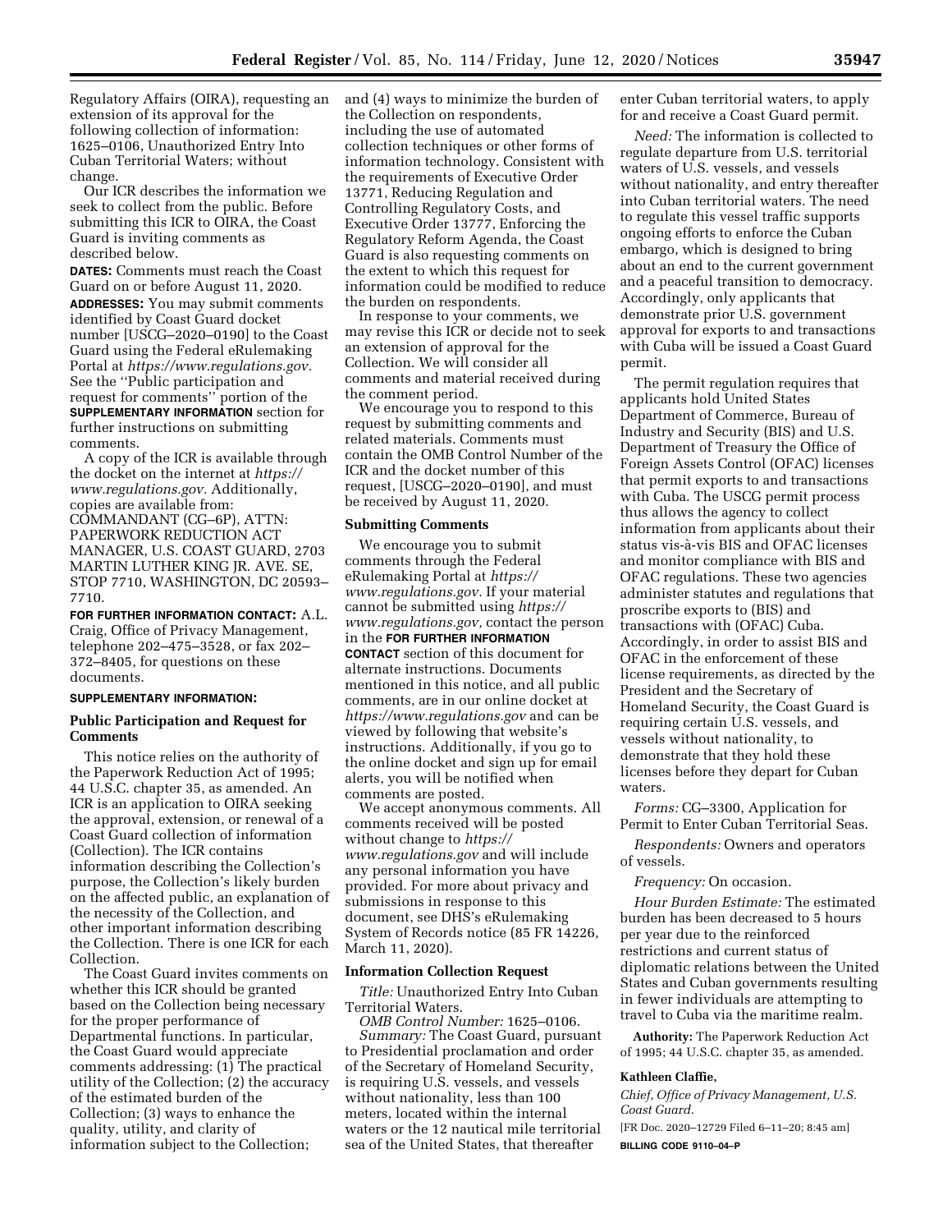Regulatory Affairs (OIRA), requesting an extension of its approval for the following collection of information: 1625–0106, Unauthorized Entry Into Cuban Territorial Waters; without change.

Our ICR describes the information we seek to collect from the public. Before submitting this ICR to OIRA, the Coast Guard is inviting comments as described below.

**DATES:** Comments must reach the Coast Guard on or before August 11, 2020.

**ADDRESSES:** You may submit comments identified by Coast Guard docket number [USCG–2020–0190] to the Coast Guard using the Federal eRulemaking Portal at *https://www.regulations.gov.* See the ''Public participation and request for comments'' portion of the **SUPPLEMENTARY INFORMATION** section for further instructions on submitting comments.

A copy of the ICR is available through the docket on the internet at *https://www.regulations.gov.* Additionally, copies are available from: COMMANDANT (CG–6P), ATTN: PAPERWORK REDUCTION ACT MANAGER, U.S. COAST GUARD, 2703 MARTIN LUTHER KING JR. AVE. SE, STOP 7710, WASHINGTON, DC 20593–7710.

**FOR FURTHER INFORMATION CONTACT:** A.L. Craig, Office of Privacy Management, telephone 202–475–3528, or fax 202–372–8405, for questions on these documents.

**SUPPLEMENTARY INFORMATION:**

## Public Participation and Request for Comments

This notice relies on the authority of the Paperwork Reduction Act of 1995; 44 U.S.C. chapter 35, as amended. An ICR is an application to OIRA seeking the approval, extension, or renewal of a Coast Guard collection of information (Collection). The ICR contains information describing the Collection's purpose, the Collection's likely burden on the affected public, an explanation of the necessity of the Collection, and other important information describing the Collection. There is one ICR for each Collection.

The Coast Guard invites comments on whether this ICR should be granted based on the Collection being necessary for the proper performance of Departmental functions. In particular, the Coast Guard would appreciate comments addressing: (1) The practical utility of the Collection; (2) the accuracy of the estimated burden of the Collection; (3) ways to enhance the quality, utility, and clarity of information subject to the Collection; and (4) ways to minimize the burden of the Collection on respondents, including the use of automated collection techniques or other forms of information technology. Consistent with the requirements of Executive Order 13771, Reducing Regulation and Controlling Regulatory Costs, and Executive Order 13777, Enforcing the Regulatory Reform Agenda, the Coast Guard is also requesting comments on the extent to which this request for information could be modified to reduce the burden on respondents.

In response to your comments, we may revise this ICR or decide not to seek an extension of approval for the Collection. We will consider all comments and material received during the comment period.

We encourage you to respond to this request by submitting comments and related materials. Comments must contain the OMB Control Number of the ICR and the docket number of this request, [USCG–2020–0190], and must be received by August 11, 2020.

## Submitting Comments

We encourage you to submit comments through the Federal eRulemaking Portal at *https://www.regulations.gov.* If your material cannot be submitted using *https://www.regulations.gov,* contact the person in the **FOR FURTHER INFORMATION CONTACT** section of this document for alternate instructions. Documents mentioned in this notice, and all public comments, are in our online docket at *https://www.regulations.gov* and can be viewed by following that website's instructions. Additionally, if you go to the online docket and sign up for email alerts, you will be notified when comments are posted.

We accept anonymous comments. All comments received will be posted without change to *https://www.regulations.gov* and will include any personal information you have provided. For more about privacy and submissions in response to this document, see DHS's eRulemaking System of Records notice (85 FR 14226, March 11, 2020).

## Information Collection Request

*Title:* Unauthorized Entry Into Cuban Territorial Waters.

*OMB Control Number:* 1625–0106.

*Summary:* The Coast Guard, pursuant to Presidential proclamation and order of the Secretary of Homeland Security, is requiring U.S. vessels, and vessels without nationality, less than 100 meters, located within the internal waters or the 12 nautical mile territorial sea of the United States, that thereafter enter Cuban territorial waters, to apply for and receive a Coast Guard permit.

*Need:* The information is collected to regulate departure from U.S. territorial waters of U.S. vessels, and vessels without nationality, and entry thereafter into Cuban territorial waters. The need to regulate this vessel traffic supports ongoing efforts to enforce the Cuban embargo, which is designed to bring about an end to the current government and a peaceful transition to democracy. Accordingly, only applicants that demonstrate prior U.S. government approval for exports to and transactions with Cuba will be issued a Coast Guard permit.

The permit regulation requires that applicants hold United States Department of Commerce, Bureau of Industry and Security (BIS) and U.S. Department of Treasury the Office of Foreign Assets Control (OFAC) licenses that permit exports to and transactions with Cuba. The USCG permit process thus allows the agency to collect information from applicants about their status vis-à-vis BIS and OFAC licenses and monitor compliance with BIS and OFAC regulations. These two agencies administer statutes and regulations that proscribe exports to (BIS) and transactions with (OFAC) Cuba. Accordingly, in order to assist BIS and OFAC in the enforcement of these license requirements, as directed by the President and the Secretary of Homeland Security, the Coast Guard is requiring certain U.S. vessels, and vessels without nationality, to demonstrate that they hold these licenses before they depart for Cuban waters.

*Forms:* CG–3300, Application for Permit to Enter Cuban Territorial Seas.

*Respondents:* Owners and operators of vessels.

*Frequency:* On occasion.

*Hour Burden Estimate:* The estimated burden has been decreased to 5 hours per year due to the reinforced restrictions and current status of diplomatic relations between the United States and Cuban governments resulting in fewer individuals are attempting to travel to Cuba via the maritime realm.

**Authority:** The Paperwork Reduction Act of 1995; 44 U.S.C. chapter 35, as amended.

**Kathleen Claffie,**

*Chief, Office of Privacy Management, U.S. Coast Guard.*

[FR Doc. 2020–12729 Filed 6–11–20; 8:45 am]

**BILLING CODE 9110–04–P**